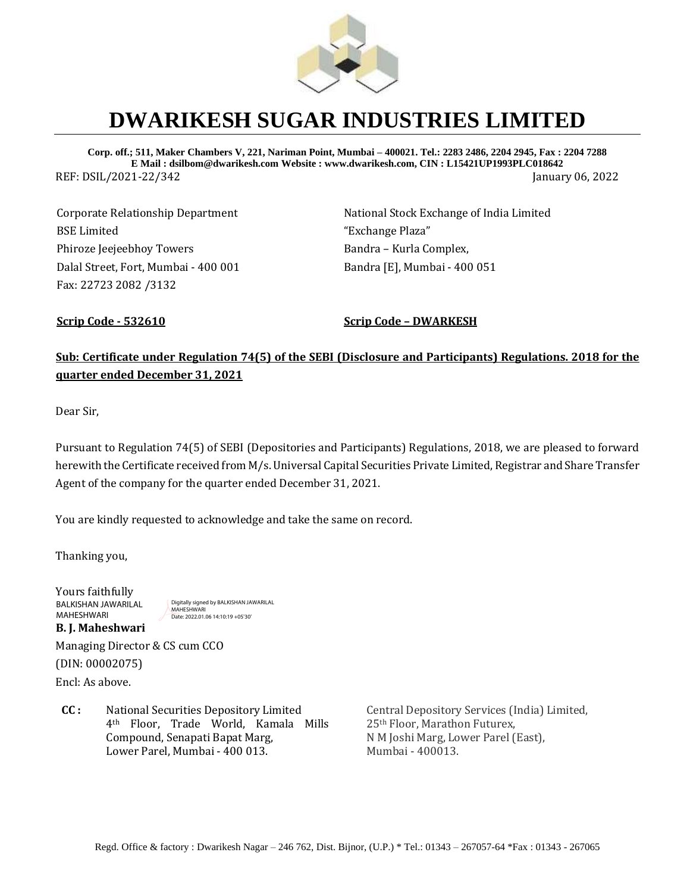# DWARIKESH SUGAR INDUSTRIES LIMITED

**Corp. off.; 511, Maker Chambers V, 221, Nariman Point, Mumbai – 400021. Tel.: 2283 2486, 2204 2945, Fax : 2204 7288**
**E Mail : dsilbom@dwarikesh.com Website : www.dwarikesh.com, CIN : L15421UP1993PLC018642**

REF: DSIL/2021-22/342

January 06, 2022

Corporate Relationship Department
BSE Limited
Phiroze Jeejeebhoy Towers
Dalal Street, Fort, Mumbai - 400 001
Fax: 22723 2082 /3132

National Stock Exchange of India Limited
"Exchange Plaza"
Bandra – Kurla Complex,
Bandra [E], Mumbai - 400 051

**Scrip Code - 532610**

**Scrip Code – DWARKESH**

**Sub: Certificate under Regulation 74(5) of the SEBI (Disclosure and Participants) Regulations. 2018 for the quarter ended December 31, 2021**

Dear Sir,

Pursuant to Regulation 74(5) of SEBI (Depositories and Participants) Regulations, 2018, we are pleased to forward herewith the Certificate received from M/s. Universal Capital Securities Private Limited, Registrar and Share Transfer Agent of the company for the quarter ended December 31, 2021.

You are kindly requested to acknowledge and take the same on record.

Thanking you,

Yours faithfully

BALKISHAN JAWARILAL MAHESHWARI

Digitally signed by BALKISHAN JAWARILAL MAHESHWARI
Date: 2022.01.06 14:10:19 +05'30'

**B. J. Maheshwari**

Managing Director & CS cum CCO

(DIN: 00002075)

Encl: As above.

**CC :**

National Securities Depository Limited
4th Floor, Trade World, Kamala Mills Compound, Senapati Bapat Marg,
Lower Parel, Mumbai - 400 013.

Central Depository Services (India) Limited,
25th Floor, Marathon Futurex,
N M Joshi Marg, Lower Parel (East),
Mumbai - 400013.

Regd. Office & factory : Dwarikesh Nagar – 246 762, Dist. Bijnor, (U.P.) * Tel.: 01343 – 267057-64 *Fax : 01343 - 267065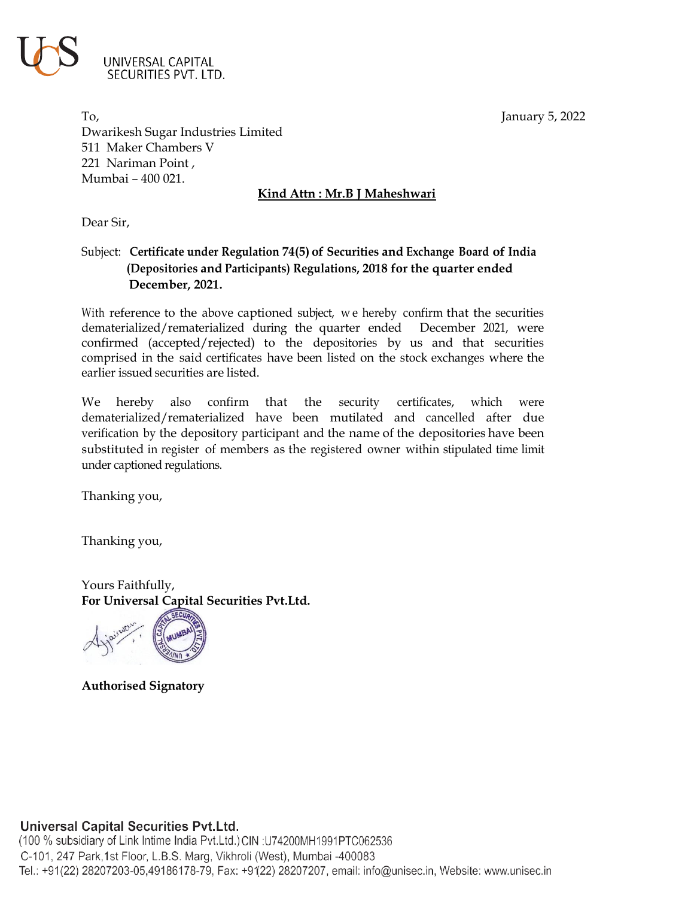UNIVERSAL CAPITAL
SECURITIES PVT. LTD.

January 5, 2022

To,
Dwarikesh Sugar Industries Limited
511 Maker Chambers V
221 Nariman Point ,
Mumbai – 400 021.

**Kind Attn : Mr.B J Maheshwari**

Dear Sir,

Subject: **Certificate under Regulation 74(5) of Securities and Exchange Board of India (Depositories and Participants) Regulations, 2018 for the quarter ended December, 2021.**

With reference to the above captioned subject, we hereby confirm that the securities dematerialized/rematerialized during the quarter ended December 2021, were confirmed (accepted/rejected) to the depositories by us and that securities comprised in the said certificates have been listed on the stock exchanges where the earlier issued securities are listed.

We hereby also confirm that the security certificates, which were dematerialized/rematerialized have been mutilated and cancelled after due verification by the depository participant and the name of the depositories have been substituted in register of members as the registered owner within stipulated time limit under captioned regulations.

Thanking you,

Thanking you,

Yours Faithfully,
**For Universal Capital Securities Pvt.Ltd.**

**Authorised Signatory**

**Universal Capital Securities Pvt.Ltd.**
(100 % subsidiary of Link Intime India Pvt.Ltd.) CIN :U74200MH1991PTC062536
C-101, 247 Park,1st Floor, L.B.S. Marg, Vikhroli (West), Mumbai -400083
Tel.: +91(22) 28207203-05,49186178-79, Fax: +91(22) 28207207, email: info@unisec.in, Website: www.unisec.in